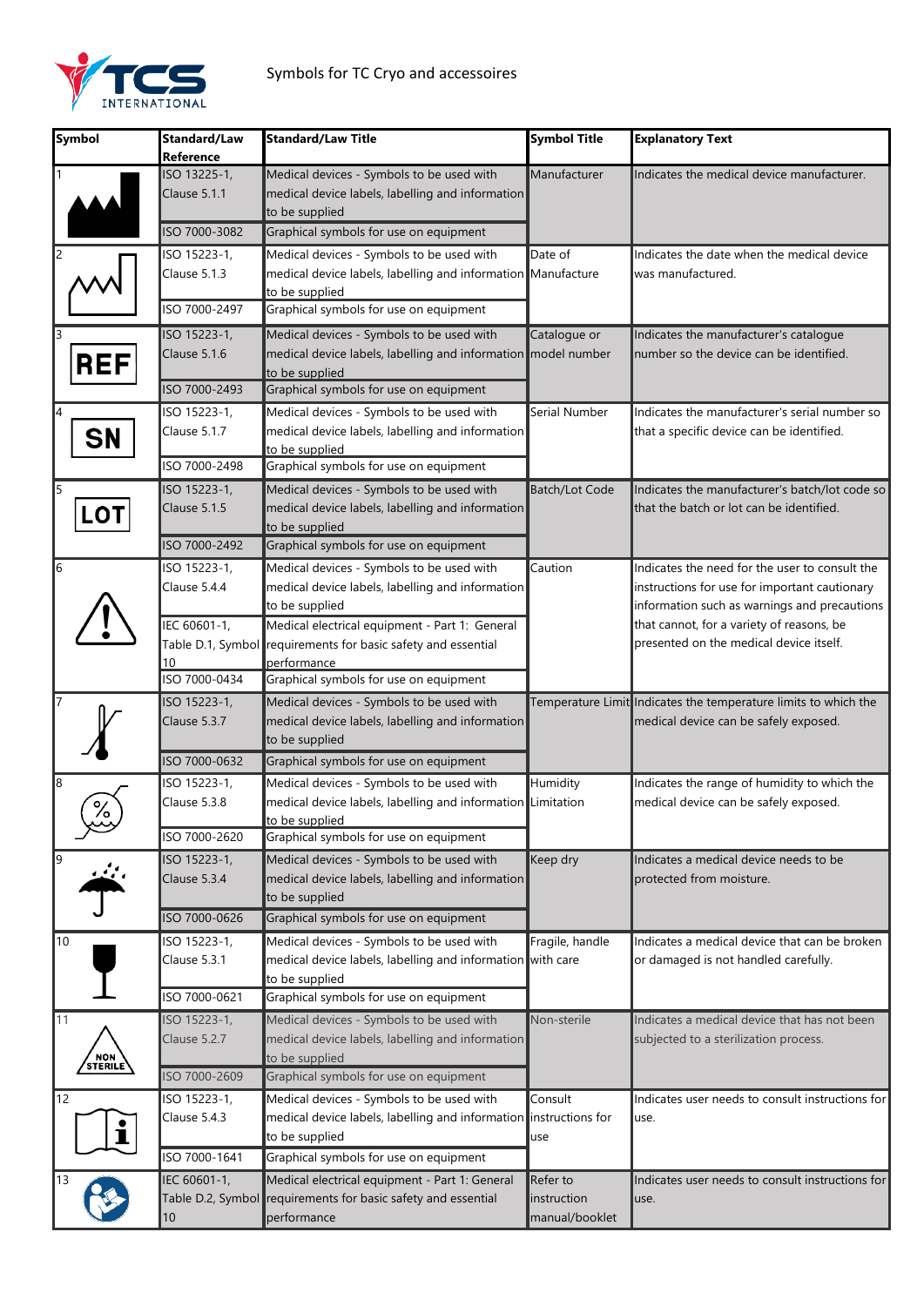Symbols for TC Cryo and accessoires

| Symbol | Standard/Law Reference | Standard/Law Title | Symbol Title | Explanatory Text |
|---|---|---|---|---|
| 1 | ISO 13225-1, Clause 5.1.1 | Medical devices - Symbols to be used with medical device labels, labelling and information to be supplied | Manufacturer | Indicates the medical device manufacturer. |
| | ISO 7000-3082 | Graphical symbols for use on equipment | | |
| 2 | ISO 15223-1, Clause 5.1.3 | Medical devices - Symbols to be used with medical device labels, labelling and information to be supplied | Date of Manufacture | Indicates the date when the medical device was manufactured. |
| | ISO 7000-2497 | Graphical symbols for use on equipment | | |
| 3 REF | ISO 15223-1, Clause 5.1.6 | Medical devices - Symbols to be used with medical device labels, labelling and information to be supplied | Catalogue or model number | Indicates the manufacturer's catalogue number so the device can be identified. |
| | ISO 7000-2493 | Graphical symbols for use on equipment | | |
| 4 SN | ISO 15223-1, Clause 5.1.7 | Medical devices - Symbols to be used with medical device labels, labelling and information to be supplied | Serial Number | Indicates the manufacturer's serial number so that a specific device can be identified. |
| | ISO 7000-2498 | Graphical symbols for use on equipment | | |
| 5 LOT | ISO 15223-1, Clause 5.1.5 | Medical devices - Symbols to be used with medical device labels, labelling and information to be supplied | Batch/Lot Code | Indicates the manufacturer's batch/lot code so that the batch or lot can be identified. |
| | ISO 7000-2492 | Graphical symbols for use on equipment | | |
| 6 | ISO 15223-1, Clause 5.4.4 | Medical devices - Symbols to be used with medical device labels, labelling and information to be supplied | Caution | Indicates the need for the user to consult the instructions for use for important cautionary information such as warnings and precautions that cannot, for a variety of reasons, be presented on the medical device itself. |
| | IEC 60601-1, Table D.1, Symbol 10 | Medical electrical equipment - Part 1: General requirements for basic safety and essential performance | | |
| | ISO 7000-0434 | Graphical symbols for use on equipment | | |
| 7 | ISO 15223-1, Clause 5.3.7 | Medical devices - Symbols to be used with medical device labels, labelling and information to be supplied | Temperature Limit | Indicates the temperature limits to which the medical device can be safely exposed. |
| | ISO 7000-0632 | Graphical symbols for use on equipment | | |
| 8 | ISO 15223-1, Clause 5.3.8 | Medical devices - Symbols to be used with medical device labels, labelling and information to be supplied | Humidity Limitation | Indicates the range of humidity to which the medical device can be safely exposed. |
| | ISO 7000-2620 | Graphical symbols for use on equipment | | |
| 9 | ISO 15223-1, Clause 5.3.4 | Medical devices - Symbols to be used with medical device labels, labelling and information to be supplied | Keep dry | Indicates a medical device needs to be protected from moisture. |
| | ISO 7000-0626 | Graphical symbols for use on equipment | | |
| 10 | ISO 15223-1, Clause 5.3.1 | Medical devices - Symbols to be used with medical device labels, labelling and information to be supplied | Fragile, handle with care | Indicates a medical device that can be broken or damaged is not handled carefully. |
| | ISO 7000-0621 | Graphical symbols for use on equipment | | |
| 11 NON STERILE | ISO 15223-1, Clause 5.2.7 | Medical devices - Symbols to be used with medical device labels, labelling and information to be supplied | Non-sterile | Indicates a medical device that has not been subjected to a sterilization process. |
| | ISO 7000-2609 | Graphical symbols for use on equipment | | |
| 12 | ISO 15223-1, Clause 5.4.3 | Medical devices - Symbols to be used with medical device labels, labelling and information to be supplied | Consult instructions for use | Indicates user needs to consult instructions for use. |
| | ISO 7000-1641 | Graphical symbols for use on equipment | | |
| 13 | IEC 60601-1, Table D.2, Symbol 10 | Medical electrical equipment - Part 1: General requirements for basic safety and essential performance | Refer to instruction manual/booklet | Indicates user needs to consult instructions for use. |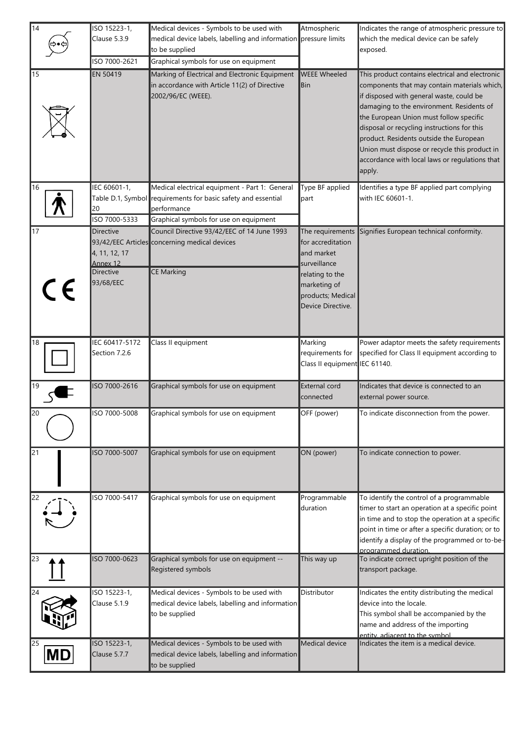| 14 | ISO 15223-1, Clause 5.3.9 | Medical devices - Symbols to be used with medical device labels, labelling and information to be supplied | Atmospheric pressure limits | Indicates the range of atmospheric pressure to which the medical device can be safely exposed. |
|---|---|---|---|---|
| | ISO 7000-2621 | Graphical symbols for use on equipment | | |
| 15 | EN 50419 | Marking of Electrical and Electronic Equipment in accordance with Article 11(2) of Directive 2002/96/EC (WEEE). | WEEE Wheeled Bin | This product contains electrical and electronic components that may contain materials which, if disposed with general waste, could be damaging to the environment. Residents of the European Union must follow specific disposal or recycling instructions for this product. Residents outside the European Union must dispose or recycle this product in accordance with local laws or regulations that apply. |
| 16 | IEC 60601-1, Table D.1, Symbol 20 | Medical electrical equipment - Part 1: General requirements for basic safety and essential performance | Type BF applied part | Identifies a type BF applied part complying with IEC 60601-1. |
| | ISO 7000-5333 | Graphical symbols for use on equipment | | |
| 17 | Directive 93/42/EEC Articles 4, 11, 12, 17 Annex 12 | Council Directive 93/42/EEC of 14 June 1993 concerning medical devices | The requirements for accreditation and market surveillance relating to the marketing of products; Medical Device Directive. | Signifies European technical conformity. |
| | Directive 93/68/EEC | CE Marking | | |
| 18 | IEC 60417-5172 Section 7.2.6 | Class II equipment | Marking requirements for Class II equipment | Power adaptor meets the safety requirements specified for Class II equipment according to IEC 61140. |
| 19 | ISO 7000-2616 | Graphical symbols for use on equipment | External cord connected | Indicates that device is connected to an external power source. |
| 20 | ISO 7000-5008 | Graphical symbols for use on equipment | OFF (power) | To indicate disconnection from the power. |
| 21 | ISO 7000-5007 | Graphical symbols for use on equipment | ON (power) | To indicate connection to power. |
| 22 | ISO 7000-5417 | Graphical symbols for use on equipment | Programmable duration | To identify the control of a programmable timer to start an operation at a specific point in time and to stop the operation at a specific point in time or after a specific duration; or to identify a display of the programmed or to-be-programmed duration. |
| 23 | ISO 7000-0623 | Graphical symbols for use on equipment -- Registered symbols | This way up | To indicate correct upright position of the transport package. |
| 24 | ISO 15223-1, Clause 5.1.9 | Medical devices - Symbols to be used with medical device labels, labelling and information to be supplied | Distributor | Indicates the entity distributing the medical device into the locale. This symbol shall be accompanied by the name and address of the importing entity, adjacent to the symbol. |
| 25 | ISO 15223-1, Clause 5.7.7 | Medical devices - Symbols to be used with medical device labels, labelling and information to be supplied | Medical device | Indicates the item is a medical device. |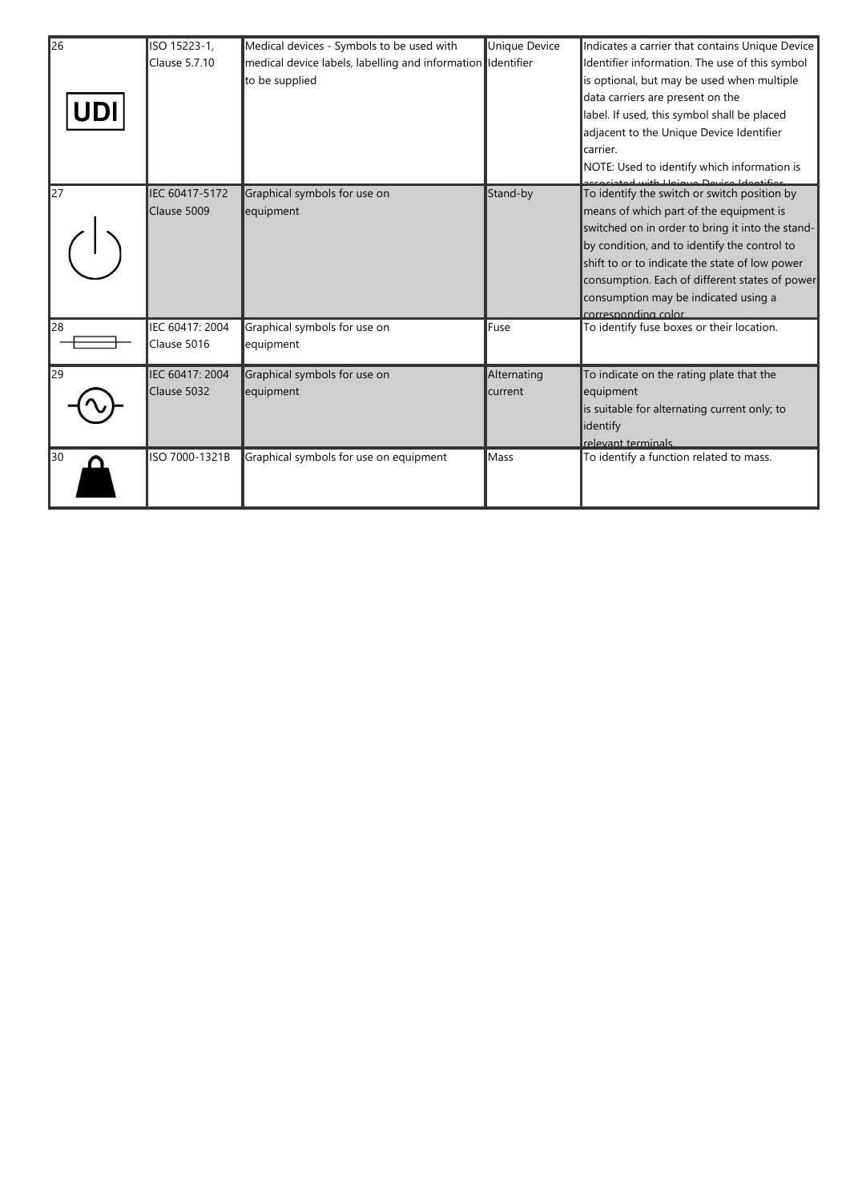| | | | | |
|---|---|---|---|---|
| 26<br>UDI | ISO 15223-1, Clause 5.7.10 | Medical devices - Symbols to be used with medical device labels, labelling and information to be supplied | Unique Device Identifier | Indicates a carrier that contains Unique Device Identifier information. The use of this symbol is optional, but may be used when multiple data carriers are present on the label. If used, this symbol shall be placed adjacent to the Unique Device Identifier carrier. NOTE: Used to identify which information is associated with Unique Device Identifier |
| 27 | IEC 60417-5172 Clause 5009 | Graphical symbols for use on equipment | Stand-by | To identify the switch or switch position by means of which part of the equipment is switched on in order to bring it into the stand-by condition, and to identify the control to shift to or to indicate the state of low power consumption. Each of different states of power consumption may be indicated using a corresponding color. |
| 28 | IEC 60417: 2004 Clause 5016 | Graphical symbols for use on equipment | Fuse | To identify fuse boxes or their location. |
| 29 | IEC 60417: 2004 Clause 5032 | Graphical symbols for use on equipment | Alternating current | To indicate on the rating plate that the equipment is suitable for alternating current only; to identify relevant terminals. |
| 30 | ISO 7000-1321B | Graphical symbols for use on equipment | Mass | To identify a function related to mass. |